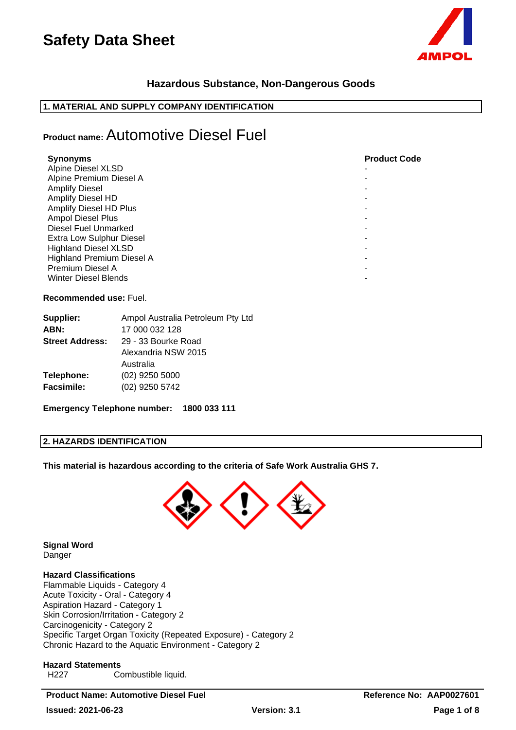# Safety Data Sheet

### Hazardous Substance, Non-Dangerous Goods

## 1. MATERIAL AND SUPPLY COMPANY IDENTIFICATION

**Product name:** Automotive Diesel Fuel

| Synonyms | Product Code |
|---|---|
| Alpine Diesel XLSD | - |
| Alpine Premium Diesel A | - |
| Amplify Diesel | - |
| Amplify Diesel HD | - |
| Amplify Diesel HD Plus | - |
| Ampol Diesel Plus | - |
| Diesel Fuel Unmarked | - |
| Extra Low Sulphur Diesel | - |
| Highland Diesel XLSD | - |
| Highland Premium Diesel A | - |
| Premium Diesel A | - |
| Winter Diesel Blends | - |

**Recommended use:** Fuel.

**Supplier:** Ampol Australia Petroleum Pty Ltd
**ABN:** 17 000 032 128
**Street Address:** 29 - 33 Bourke Road
Alexandria NSW 2015
Australia
**Telephone:** (02) 9250 5000
**Facsimile:** (02) 9250 5742

**Emergency Telephone number: 1800 033 111**

## 2. HAZARDS IDENTIFICATION

**This material is hazardous according to the criteria of Safe Work Australia GHS 7.**

**Signal Word**
Danger

**Hazard Classifications**
Flammable Liquids - Category 4
Acute Toxicity - Oral - Category 4
Aspiration Hazard - Category 1
Skin Corrosion/Irritation - Category 2
Carcinogenicity - Category 2
Specific Target Organ Toxicity (Repeated Exposure) - Category 2
Chronic Hazard to the Aquatic Environment - Category 2

**Hazard Statements**
H227 Combustible liquid.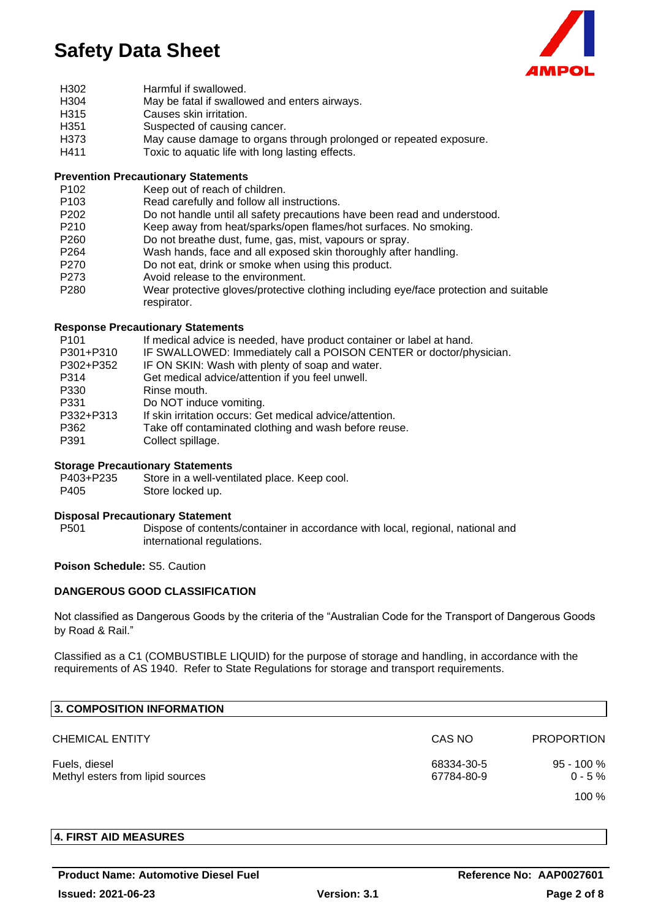| | |
|---|---|
| H302 | Harmful if swallowed. |
| H304 | May be fatal if swallowed and enters airways. |
| H315 | Causes skin irritation. |
| H351 | Suspected of causing cancer. |
| H373 | May cause damage to organs through prolonged or repeated exposure. |
| H411 | Toxic to aquatic life with long lasting effects. |

**Prevention Precautionary Statements**

| | |
|---|---|
| P102 | Keep out of reach of children. |
| P103 | Read carefully and follow all instructions. |
| P202 | Do not handle until all safety precautions have been read and understood. |
| P210 | Keep away from heat/sparks/open flames/hot surfaces. No smoking. |
| P260 | Do not breathe dust, fume, gas, mist, vapours or spray. |
| P264 | Wash hands, face and all exposed skin thoroughly after handling. |
| P270 | Do not eat, drink or smoke when using this product. |
| P273 | Avoid release to the environment. |
| P280 | Wear protective gloves/protective clothing including eye/face protection and suitable respirator. |

**Response Precautionary Statements**

| | |
|---|---|
| P101 | If medical advice is needed, have product container or label at hand. |
| P301+P310 | IF SWALLOWED: Immediately call a POISON CENTER or doctor/physician. |
| P302+P352 | IF ON SKIN: Wash with plenty of soap and water. |
| P314 | Get medical advice/attention if you feel unwell. |
| P330 | Rinse mouth. |
| P331 | Do NOT induce vomiting. |
| P332+P313 | If skin irritation occurs: Get medical advice/attention. |
| P362 | Take off contaminated clothing and wash before reuse. |
| P391 | Collect spillage. |

**Storage Precautionary Statements**

| | |
|---|---|
| P403+P235 | Store in a well-ventilated place. Keep cool. |
| P405 | Store locked up. |

**Disposal Precautionary Statement**

| | |
|---|---|
| P501 | Dispose of contents/container in accordance with local, regional, national and international regulations. |

**Poison Schedule:** S5. Caution

**DANGEROUS GOOD CLASSIFICATION**

Not classified as Dangerous Goods by the criteria of the "Australian Code for the Transport of Dangerous Goods by Road & Rail."

Classified as a C1 (COMBUSTIBLE LIQUID) for the purpose of storage and handling, in accordance with the requirements of AS 1940. Refer to State Regulations for storage and transport requirements.

## 3. COMPOSITION INFORMATION

| CHEMICAL ENTITY | CAS NO | PROPORTION |
|---|---|---|
| Fuels, diesel | 68334-30-5 | 95 - 100 % |
| Methyl esters from lipid sources | 67784-80-9 | 0 - 5 % |
| | | 100 % |

## 4. FIRST AID MEASURES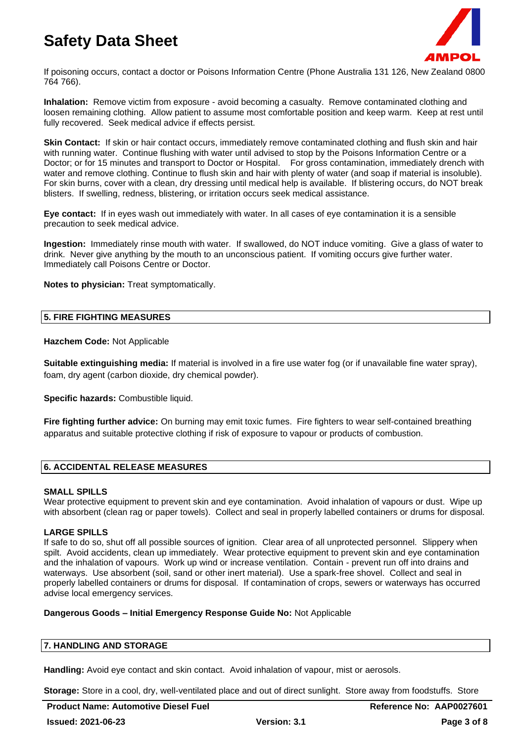If poisoning occurs, contact a doctor or Poisons Information Centre (Phone Australia 131 126, New Zealand 0800 764 766).

**Inhalation:** Remove victim from exposure - avoid becoming a casualty. Remove contaminated clothing and loosen remaining clothing. Allow patient to assume most comfortable position and keep warm. Keep at rest until fully recovered. Seek medical advice if effects persist.

**Skin Contact:** If skin or hair contact occurs, immediately remove contaminated clothing and flush skin and hair with running water. Continue flushing with water until advised to stop by the Poisons Information Centre or a Doctor; or for 15 minutes and transport to Doctor or Hospital. For gross contamination, immediately drench with water and remove clothing. Continue to flush skin and hair with plenty of water (and soap if material is insoluble). For skin burns, cover with a clean, dry dressing until medical help is available. If blistering occurs, do NOT break blisters. If swelling, redness, blistering, or irritation occurs seek medical assistance.

**Eye contact:** If in eyes wash out immediately with water. In all cases of eye contamination it is a sensible precaution to seek medical advice.

**Ingestion:** Immediately rinse mouth with water. If swallowed, do NOT induce vomiting. Give a glass of water to drink. Never give anything by the mouth to an unconscious patient. If vomiting occurs give further water. Immediately call Poisons Centre or Doctor.

**Notes to physician:** Treat symptomatically.

## 5. FIRE FIGHTING MEASURES

**Hazchem Code:** Not Applicable

**Suitable extinguishing media:** If material is involved in a fire use water fog (or if unavailable fine water spray), foam, dry agent (carbon dioxide, dry chemical powder).

**Specific hazards:** Combustible liquid.

**Fire fighting further advice:** On burning may emit toxic fumes. Fire fighters to wear self-contained breathing apparatus and suitable protective clothing if risk of exposure to vapour or products of combustion.

## 6. ACCIDENTAL RELEASE MEASURES

### SMALL SPILLS

Wear protective equipment to prevent skin and eye contamination. Avoid inhalation of vapours or dust. Wipe up with absorbent (clean rag or paper towels). Collect and seal in properly labelled containers or drums for disposal.

### LARGE SPILLS

If safe to do so, shut off all possible sources of ignition. Clear area of all unprotected personnel. Slippery when spilt. Avoid accidents, clean up immediately. Wear protective equipment to prevent skin and eye contamination and the inhalation of vapours. Work up wind or increase ventilation. Contain - prevent run off into drains and waterways. Use absorbent (soil, sand or other inert material). Use a spark-free shovel. Collect and seal in properly labelled containers or drums for disposal. If contamination of crops, sewers or waterways has occurred advise local emergency services.

**Dangerous Goods – Initial Emergency Response Guide No:** Not Applicable

## 7. HANDLING AND STORAGE

**Handling:** Avoid eye contact and skin contact. Avoid inhalation of vapour, mist or aerosols.

**Storage:** Store in a cool, dry, well-ventilated place and out of direct sunlight. Store away from foodstuffs. Store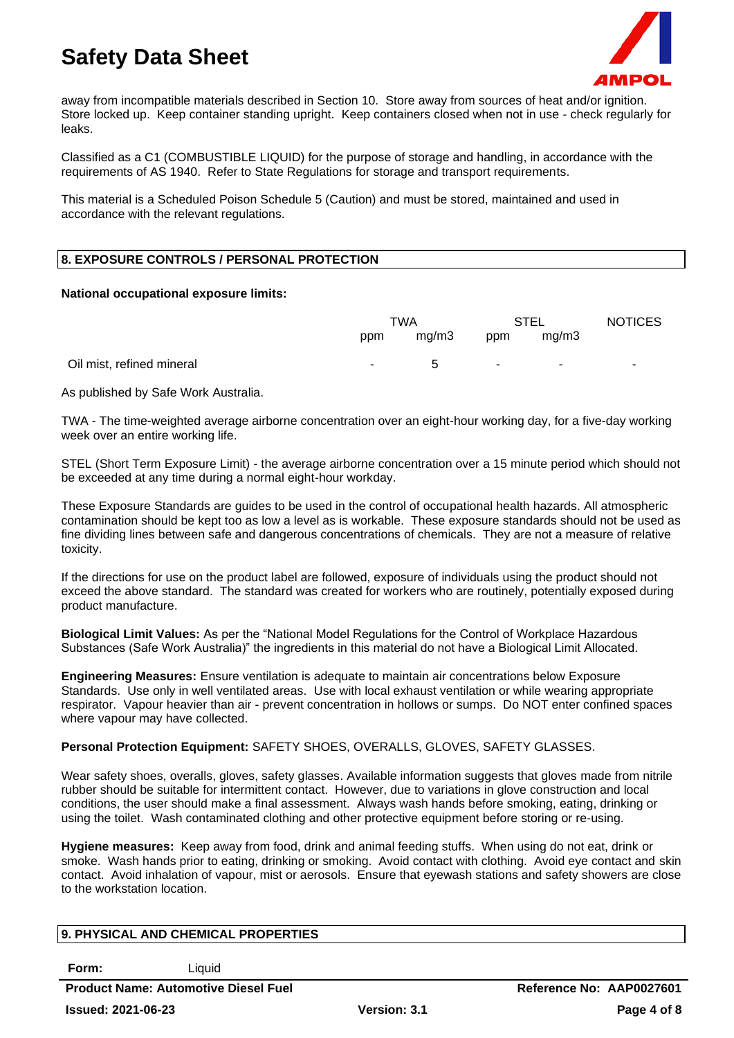away from incompatible materials described in Section 10. Store away from sources of heat and/or ignition. Store locked up. Keep container standing upright. Keep containers closed when not in use - check regularly for leaks.

Classified as a C1 (COMBUSTIBLE LIQUID) for the purpose of storage and handling, in accordance with the requirements of AS 1940. Refer to State Regulations for storage and transport requirements.

This material is a Scheduled Poison Schedule 5 (Caution) and must be stored, maintained and used in accordance with the relevant regulations.

## 8. EXPOSURE CONTROLS / PERSONAL PROTECTION

**National occupational exposure limits:**

| | TWA | | STEL | | NOTICES |
|---|---|---|---|---|---|
| | ppm | mg/m3 | ppm | mg/m3 | |
| Oil mist, refined mineral | - | 5 | - | - | - |

As published by Safe Work Australia.

TWA - The time-weighted average airborne concentration over an eight-hour working day, for a five-day working week over an entire working life.

STEL (Short Term Exposure Limit) - the average airborne concentration over a 15 minute period which should not be exceeded at any time during a normal eight-hour workday.

These Exposure Standards are guides to be used in the control of occupational health hazards. All atmospheric contamination should be kept too as low a level as is workable. These exposure standards should not be used as fine dividing lines between safe and dangerous concentrations of chemicals. They are not a measure of relative toxicity.

If the directions for use on the product label are followed, exposure of individuals using the product should not exceed the above standard. The standard was created for workers who are routinely, potentially exposed during product manufacture.

**Biological Limit Values:** As per the "National Model Regulations for the Control of Workplace Hazardous Substances (Safe Work Australia)" the ingredients in this material do not have a Biological Limit Allocated.

**Engineering Measures:** Ensure ventilation is adequate to maintain air concentrations below Exposure Standards. Use only in well ventilated areas. Use with local exhaust ventilation or while wearing appropriate respirator. Vapour heavier than air - prevent concentration in hollows or sumps. Do NOT enter confined spaces where vapour may have collected.

**Personal Protection Equipment:** SAFETY SHOES, OVERALLS, GLOVES, SAFETY GLASSES.

Wear safety shoes, overalls, gloves, safety glasses. Available information suggests that gloves made from nitrile rubber should be suitable for intermittent contact. However, due to variations in glove construction and local conditions, the user should make a final assessment. Always wash hands before smoking, eating, drinking or using the toilet. Wash contaminated clothing and other protective equipment before storing or re-using.

**Hygiene measures:** Keep away from food, drink and animal feeding stuffs. When using do not eat, drink or smoke. Wash hands prior to eating, drinking or smoking. Avoid contact with clothing. Avoid eye contact and skin contact. Avoid inhalation of vapour, mist or aerosols. Ensure that eyewash stations and safety showers are close to the workstation location.

## 9. PHYSICAL AND CHEMICAL PROPERTIES

**Form:** Liquid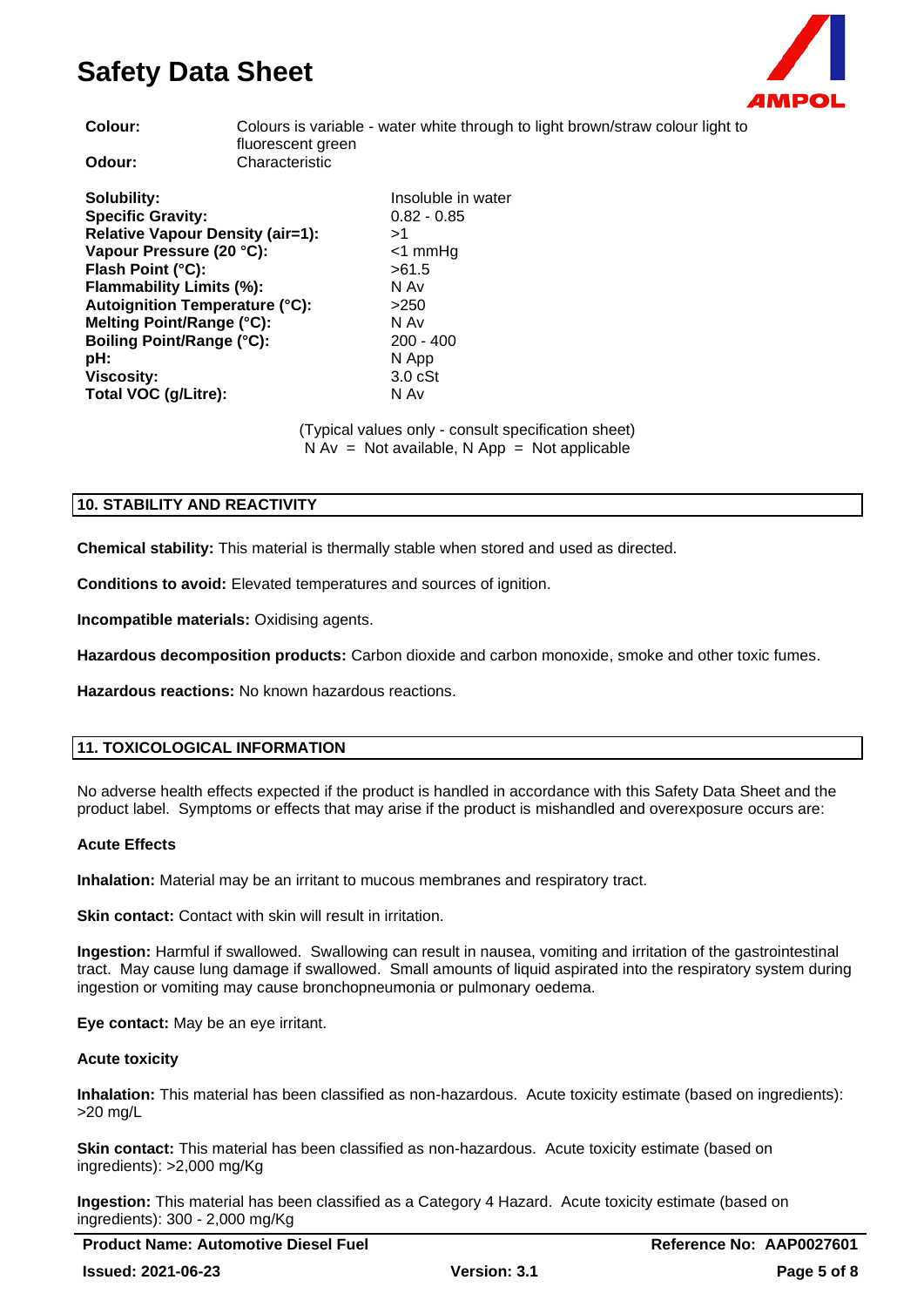**Colour:** Colours is variable - water white through to light brown/straw colour light to fluorescent green
**Odour:** Characteristic

| | |
|---|---|
| **Solubility:** | Insoluble in water |
| **Specific Gravity:** | 0.82 - 0.85 |
| **Relative Vapour Density (air=1):** | >1 |
| **Vapour Pressure (20 °C):** | <1 mmHg |
| **Flash Point (°C):** | >61.5 |
| **Flammability Limits (%):** | N Av |
| **Autoignition Temperature (°C):** | >250 |
| **Melting Point/Range (°C):** | N Av |
| **Boiling Point/Range (°C):** | 200 - 400 |
| **pH:** | N App |
| **Viscosity:** | 3.0 cSt |
| **Total VOC (g/Litre):** | N Av |

(Typical values only - consult specification sheet)
N Av = Not available, N App = Not applicable

## 10. STABILITY AND REACTIVITY

**Chemical stability:** This material is thermally stable when stored and used as directed.

**Conditions to avoid:** Elevated temperatures and sources of ignition.

**Incompatible materials:** Oxidising agents.

**Hazardous decomposition products:** Carbon dioxide and carbon monoxide, smoke and other toxic fumes.

**Hazardous reactions:** No known hazardous reactions.

## 11. TOXICOLOGICAL INFORMATION

No adverse health effects expected if the product is handled in accordance with this Safety Data Sheet and the product label. Symptoms or effects that may arise if the product is mishandled and overexposure occurs are:

### Acute Effects

**Inhalation:** Material may be an irritant to mucous membranes and respiratory tract.

**Skin contact:** Contact with skin will result in irritation.

**Ingestion:** Harmful if swallowed. Swallowing can result in nausea, vomiting and irritation of the gastrointestinal tract. May cause lung damage if swallowed. Small amounts of liquid aspirated into the respiratory system during ingestion or vomiting may cause bronchopneumonia or pulmonary oedema.

**Eye contact:** May be an eye irritant.

### Acute toxicity

**Inhalation:** This material has been classified as non-hazardous. Acute toxicity estimate (based on ingredients): >20 mg/L

**Skin contact:** This material has been classified as non-hazardous. Acute toxicity estimate (based on ingredients): >2,000 mg/Kg

**Ingestion:** This material has been classified as a Category 4 Hazard. Acute toxicity estimate (based on ingredients): 300 - 2,000 mg/Kg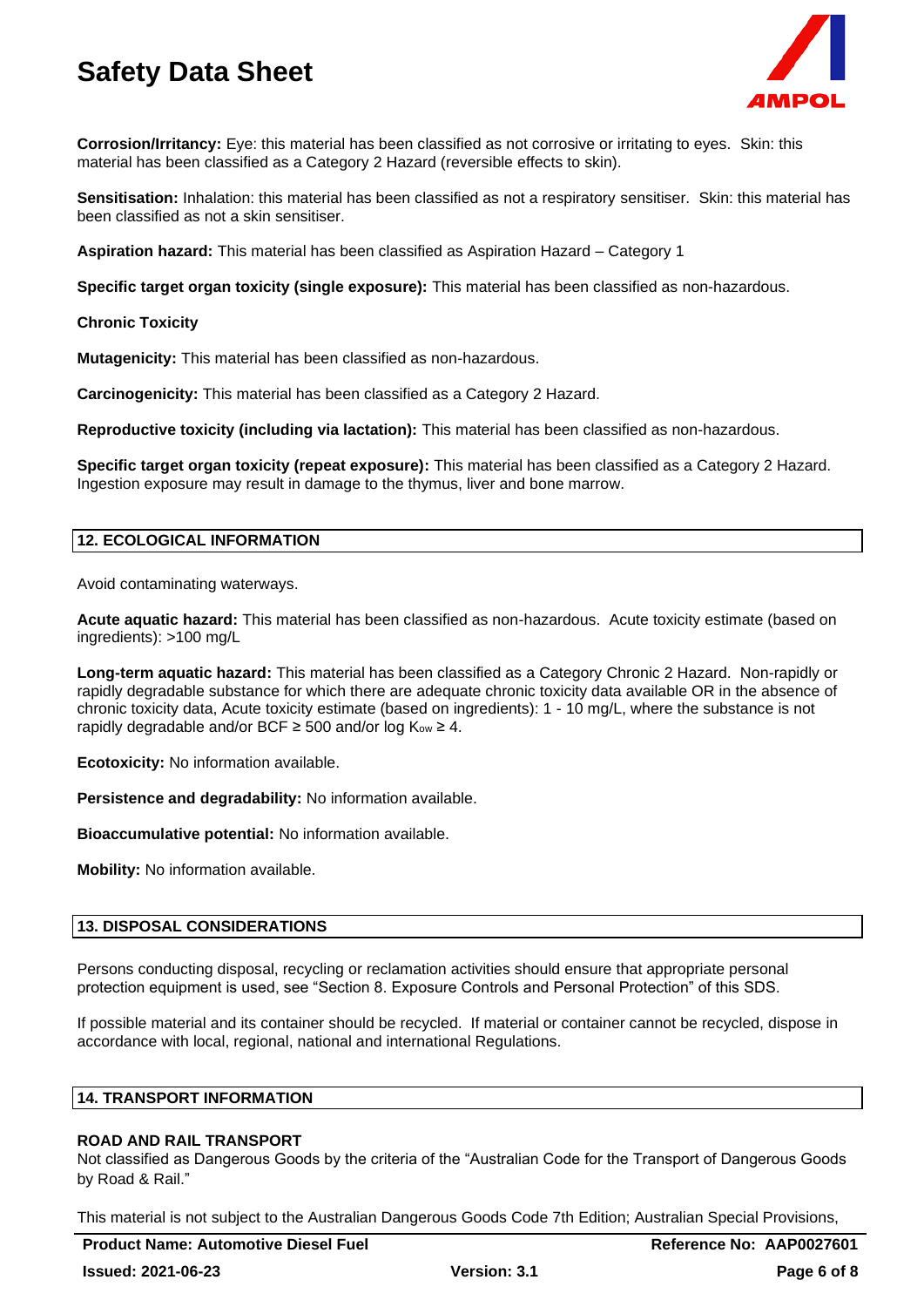**Corrosion/Irritancy:** Eye: this material has been classified as not corrosive or irritating to eyes. Skin: this material has been classified as a Category 2 Hazard (reversible effects to skin).

**Sensitisation:** Inhalation: this material has been classified as not a respiratory sensitiser. Skin: this material has been classified as not a skin sensitiser.

**Aspiration hazard:** This material has been classified as Aspiration Hazard – Category 1

**Specific target organ toxicity (single exposure):** This material has been classified as non-hazardous.

**Chronic Toxicity**

**Mutagenicity:** This material has been classified as non-hazardous.

**Carcinogenicity:** This material has been classified as a Category 2 Hazard.

**Reproductive toxicity (including via lactation):** This material has been classified as non-hazardous.

**Specific target organ toxicity (repeat exposure):** This material has been classified as a Category 2 Hazard. Ingestion exposure may result in damage to the thymus, liver and bone marrow.

## 12. ECOLOGICAL INFORMATION

Avoid contaminating waterways.

**Acute aquatic hazard:** This material has been classified as non-hazardous. Acute toxicity estimate (based on ingredients): >100 mg/L

**Long-term aquatic hazard:** This material has been classified as a Category Chronic 2 Hazard. Non-rapidly or rapidly degradable substance for which there are adequate chronic toxicity data available OR in the absence of chronic toxicity data, Acute toxicity estimate (based on ingredients): 1 - 10 mg/L, where the substance is not rapidly degradable and/or BCF ≥ 500 and/or log $K_{ow}$ ≥ 4.

**Ecotoxicity:** No information available.

**Persistence and degradability:** No information available.

**Bioaccumulative potential:** No information available.

**Mobility:** No information available.

## 13. DISPOSAL CONSIDERATIONS

Persons conducting disposal, recycling or reclamation activities should ensure that appropriate personal protection equipment is used, see "Section 8. Exposure Controls and Personal Protection" of this SDS.

If possible material and its container should be recycled. If material or container cannot be recycled, dispose in accordance with local, regional, national and international Regulations.

## 14. TRANSPORT INFORMATION

**ROAD AND RAIL TRANSPORT**

Not classified as Dangerous Goods by the criteria of the "Australian Code for the Transport of Dangerous Goods by Road & Rail."

This material is not subject to the Australian Dangerous Goods Code 7th Edition; Australian Special Provisions,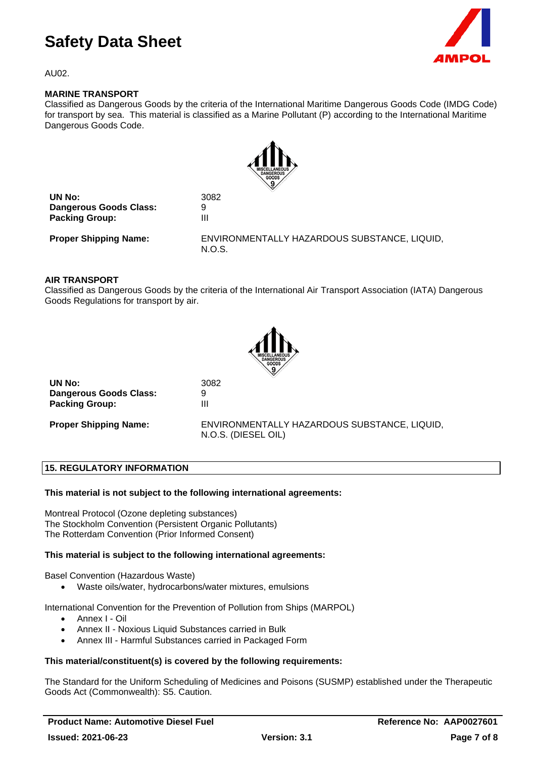AU02.

### MARINE TRANSPORT

Classified as Dangerous Goods by the criteria of the International Maritime Dangerous Goods Code (IMDG Code) for transport by sea. This material is classified as a Marine Pollutant (P) according to the International Maritime Dangerous Goods Code.

| | |
|---|---|
| **UN No:** | 3082 |
| **Dangerous Goods Class:** | 9 |
| **Packing Group:** | III |
| **Proper Shipping Name:** | ENVIRONMENTALLY HAZARDOUS SUBSTANCE, LIQUID, N.O.S. |

### AIR TRANSPORT

Classified as Dangerous Goods by the criteria of the International Air Transport Association (IATA) Dangerous Goods Regulations for transport by air.

| | |
|---|---|
| **UN No:** | 3082 |
| **Dangerous Goods Class:** | 9 |
| **Packing Group:** | III |
| **Proper Shipping Name:** | ENVIRONMENTALLY HAZARDOUS SUBSTANCE, LIQUID, N.O.S. (DIESEL OIL) |

## 15. REGULATORY INFORMATION

**This material is not subject to the following international agreements:**

Montreal Protocol (Ozone depleting substances)
The Stockholm Convention (Persistent Organic Pollutants)
The Rotterdam Convention (Prior Informed Consent)

**This material is subject to the following international agreements:**

Basel Convention (Hazardous Waste)

- Waste oils/water, hydrocarbons/water mixtures, emulsions

International Convention for the Prevention of Pollution from Ships (MARPOL)

- Annex I - Oil
- Annex II - Noxious Liquid Substances carried in Bulk
- Annex III - Harmful Substances carried in Packaged Form

**This material/constituent(s) is covered by the following requirements:**

The Standard for the Uniform Scheduling of Medicines and Poisons (SUSMP) established under the Therapeutic Goods Act (Commonwealth): S5. Caution.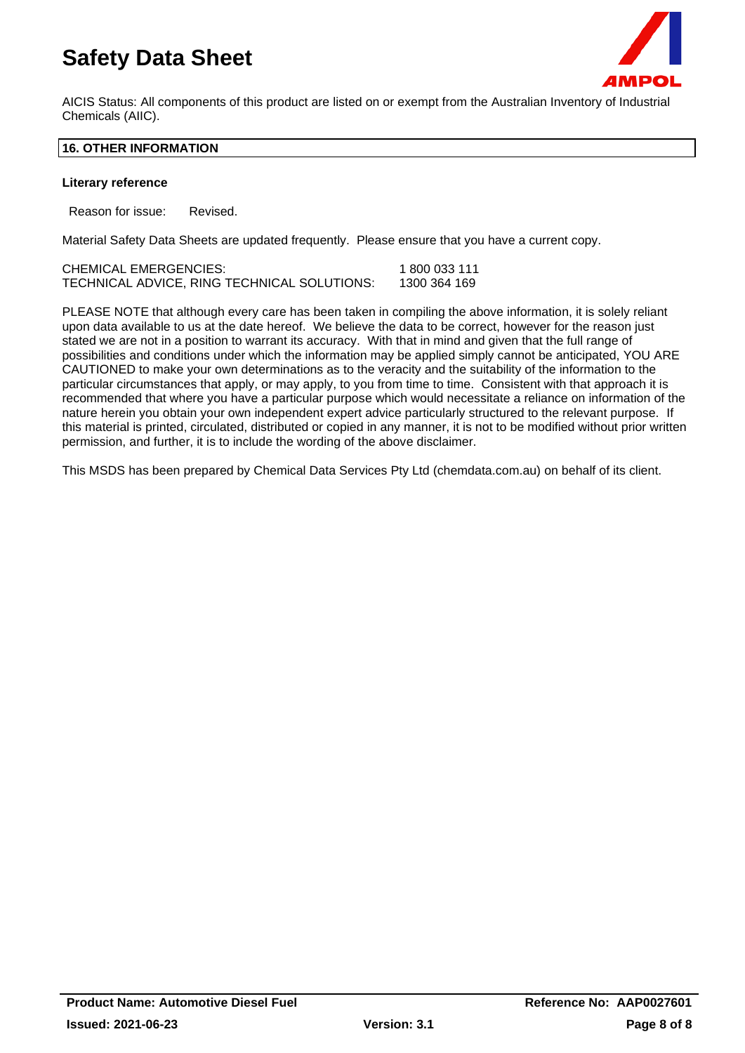AICIS Status: All components of this product are listed on or exempt from the Australian Inventory of Industrial Chemicals (AIIC).

## 16. OTHER INFORMATION

**Literary reference**

Reason for issue: Revised.

Material Safety Data Sheets are updated frequently. Please ensure that you have a current copy.

| | |
|---|---|
| CHEMICAL EMERGENCIES: | 1 800 033 111 |
| TECHNICAL ADVICE, RING TECHNICAL SOLUTIONS: | 1300 364 169 |

PLEASE NOTE that although every care has been taken in compiling the above information, it is solely reliant upon data available to us at the date hereof. We believe the data to be correct, however for the reason just stated we are not in a position to warrant its accuracy. With that in mind and given that the full range of possibilities and conditions under which the information may be applied simply cannot be anticipated, YOU ARE CAUTIONED to make your own determinations as to the veracity and the suitability of the information to the particular circumstances that apply, or may apply, to you from time to time. Consistent with that approach it is recommended that where you have a particular purpose which would necessitate a reliance on information of the nature herein you obtain your own independent expert advice particularly structured to the relevant purpose. If this material is printed, circulated, distributed or copied in any manner, it is not to be modified without prior written permission, and further, it is to include the wording of the above disclaimer.

This MSDS has been prepared by Chemical Data Services Pty Ltd (chemdata.com.au) on behalf of its client.